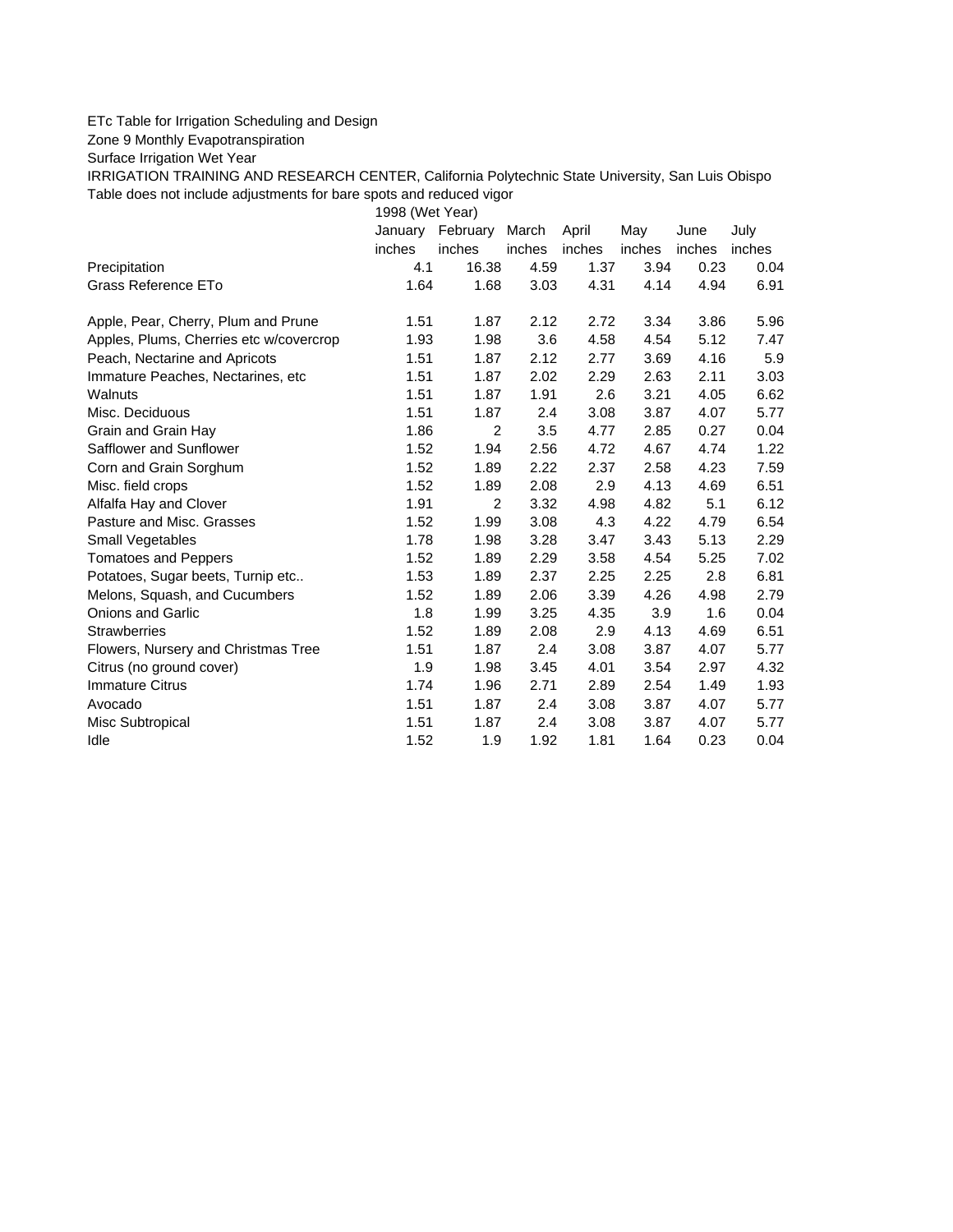ETc Table for Irrigation Scheduling and Design

Zone 9 Monthly Evapotranspiration

Surface Irrigation Wet Year

IRRIGATION TRAINING AND RESEARCH CENTER, California Polytechnic State University, San Luis Obispo

Table does not include adjustments for bare spots and reduced vigor

| | 1998 (Wet Year) | | | | | | |
|---|---|---|---|---|---|---|---|
| | January | February | March | April | May | June | July |
| | inches | inches | inches | inches | inches | inches | inches |
| Precipitation | 4.1 | 16.38 | 4.59 | 1.37 | 3.94 | 0.23 | 0.04 |
| Grass Reference ETo | 1.64 | 1.68 | 3.03 | 4.31 | 4.14 | 4.94 | 6.91 |
| | | | | | | | |
| Apple, Pear, Cherry, Plum and Prune | 1.51 | 1.87 | 2.12 | 2.72 | 3.34 | 3.86 | 5.96 |
| Apples, Plums, Cherries etc w/covercrop | 1.93 | 1.98 | 3.6 | 4.58 | 4.54 | 5.12 | 7.47 |
| Peach, Nectarine and Apricots | 1.51 | 1.87 | 2.12 | 2.77 | 3.69 | 4.16 | 5.9 |
| Immature Peaches, Nectarines, etc | 1.51 | 1.87 | 2.02 | 2.29 | 2.63 | 2.11 | 3.03 |
| Walnuts | 1.51 | 1.87 | 1.91 | 2.6 | 3.21 | 4.05 | 6.62 |
| Misc. Deciduous | 1.51 | 1.87 | 2.4 | 3.08 | 3.87 | 4.07 | 5.77 |
| Grain and Grain Hay | 1.86 | 2 | 3.5 | 4.77 | 2.85 | 0.27 | 0.04 |
| Safflower and Sunflower | 1.52 | 1.94 | 2.56 | 4.72 | 4.67 | 4.74 | 1.22 |
| Corn and Grain Sorghum | 1.52 | 1.89 | 2.22 | 2.37 | 2.58 | 4.23 | 7.59 |
| Misc. field crops | 1.52 | 1.89 | 2.08 | 2.9 | 4.13 | 4.69 | 6.51 |
| Alfalfa Hay and Clover | 1.91 | 2 | 3.32 | 4.98 | 4.82 | 5.1 | 6.12 |
| Pasture and Misc. Grasses | 1.52 | 1.99 | 3.08 | 4.3 | 4.22 | 4.79 | 6.54 |
| Small Vegetables | 1.78 | 1.98 | 3.28 | 3.47 | 3.43 | 5.13 | 2.29 |
| Tomatoes and Peppers | 1.52 | 1.89 | 2.29 | 3.58 | 4.54 | 5.25 | 7.02 |
| Potatoes, Sugar beets, Turnip etc.. | 1.53 | 1.89 | 2.37 | 2.25 | 2.25 | 2.8 | 6.81 |
| Melons, Squash, and Cucumbers | 1.52 | 1.89 | 2.06 | 3.39 | 4.26 | 4.98 | 2.79 |
| Onions and Garlic | 1.8 | 1.99 | 3.25 | 4.35 | 3.9 | 1.6 | 0.04 |
| Strawberries | 1.52 | 1.89 | 2.08 | 2.9 | 4.13 | 4.69 | 6.51 |
| Flowers, Nursery and Christmas Tree | 1.51 | 1.87 | 2.4 | 3.08 | 3.87 | 4.07 | 5.77 |
| Citrus (no ground cover) | 1.9 | 1.98 | 3.45 | 4.01 | 3.54 | 2.97 | 4.32 |
| Immature Citrus | 1.74 | 1.96 | 2.71 | 2.89 | 2.54 | 1.49 | 1.93 |
| Avocado | 1.51 | 1.87 | 2.4 | 3.08 | 3.87 | 4.07 | 5.77 |
| Misc Subtropical | 1.51 | 1.87 | 2.4 | 3.08 | 3.87 | 4.07 | 5.77 |
| Idle | 1.52 | 1.9 | 1.92 | 1.81 | 1.64 | 0.23 | 0.04 |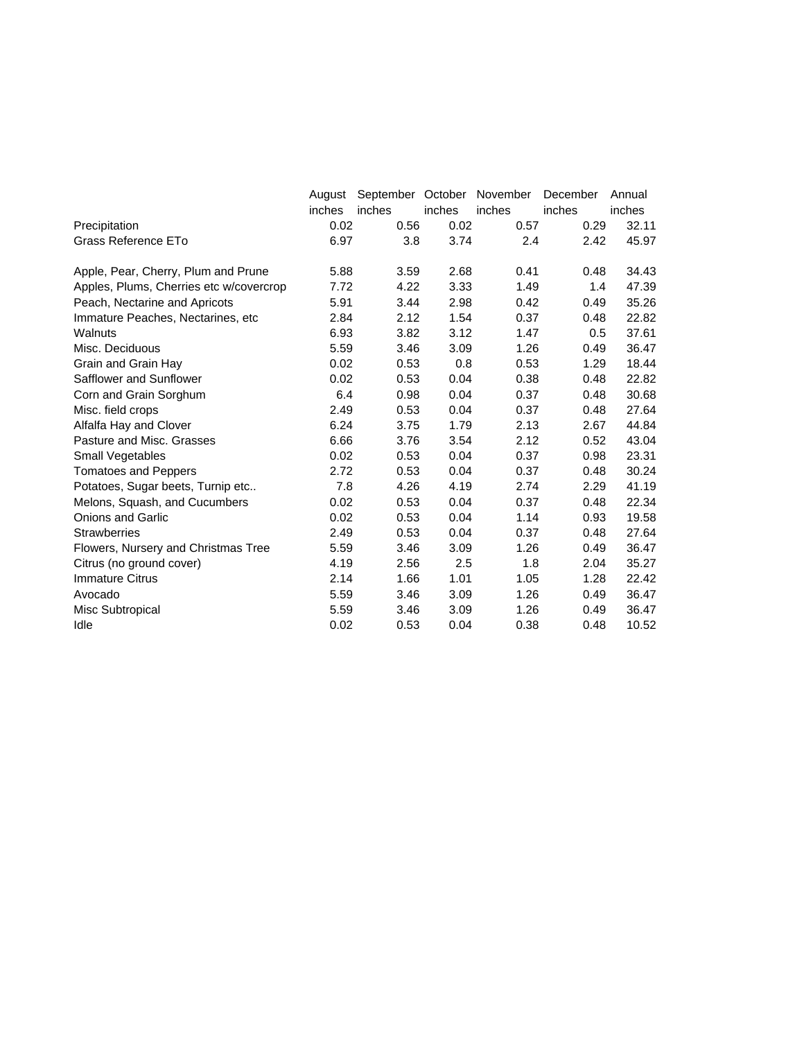| | August inches | September inches | October inches | November inches | December inches | Annual inches |
|---|---|---|---|---|---|---|
| Precipitation | 0.02 | 0.56 | 0.02 | 0.57 | 0.29 | 32.11 |
| Grass Reference ETo | 6.97 | 3.8 | 3.74 | 2.4 | 2.42 | 45.97 |
| | | | | | | |
| Apple, Pear, Cherry, Plum and Prune | 5.88 | 3.59 | 2.68 | 0.41 | 0.48 | 34.43 |
| Apples, Plums, Cherries etc w/covercrop | 7.72 | 4.22 | 3.33 | 1.49 | 1.4 | 47.39 |
| Peach, Nectarine and Apricots | 5.91 | 3.44 | 2.98 | 0.42 | 0.49 | 35.26 |
| Immature Peaches, Nectarines, etc | 2.84 | 2.12 | 1.54 | 0.37 | 0.48 | 22.82 |
| Walnuts | 6.93 | 3.82 | 3.12 | 1.47 | 0.5 | 37.61 |
| Misc. Deciduous | 5.59 | 3.46 | 3.09 | 1.26 | 0.49 | 36.47 |
| Grain and Grain Hay | 0.02 | 0.53 | 0.8 | 0.53 | 1.29 | 18.44 |
| Safflower and Sunflower | 0.02 | 0.53 | 0.04 | 0.38 | 0.48 | 22.82 |
| Corn and Grain Sorghum | 6.4 | 0.98 | 0.04 | 0.37 | 0.48 | 30.68 |
| Misc. field crops | 2.49 | 0.53 | 0.04 | 0.37 | 0.48 | 27.64 |
| Alfalfa Hay and Clover | 6.24 | 3.75 | 1.79 | 2.13 | 2.67 | 44.84 |
| Pasture and Misc. Grasses | 6.66 | 3.76 | 3.54 | 2.12 | 0.52 | 43.04 |
| Small Vegetables | 0.02 | 0.53 | 0.04 | 0.37 | 0.98 | 23.31 |
| Tomatoes and Peppers | 2.72 | 0.53 | 0.04 | 0.37 | 0.48 | 30.24 |
| Potatoes, Sugar beets, Turnip etc.. | 7.8 | 4.26 | 4.19 | 2.74 | 2.29 | 41.19 |
| Melons, Squash, and Cucumbers | 0.02 | 0.53 | 0.04 | 0.37 | 0.48 | 22.34 |
| Onions and Garlic | 0.02 | 0.53 | 0.04 | 1.14 | 0.93 | 19.58 |
| Strawberries | 2.49 | 0.53 | 0.04 | 0.37 | 0.48 | 27.64 |
| Flowers, Nursery and Christmas Tree | 5.59 | 3.46 | 3.09 | 1.26 | 0.49 | 36.47 |
| Citrus (no ground cover) | 4.19 | 2.56 | 2.5 | 1.8 | 2.04 | 35.27 |
| Immature Citrus | 2.14 | 1.66 | 1.01 | 1.05 | 1.28 | 22.42 |
| Avocado | 5.59 | 3.46 | 3.09 | 1.26 | 0.49 | 36.47 |
| Misc Subtropical | 5.59 | 3.46 | 3.09 | 1.26 | 0.49 | 36.47 |
| Idle | 0.02 | 0.53 | 0.04 | 0.38 | 0.48 | 10.52 |